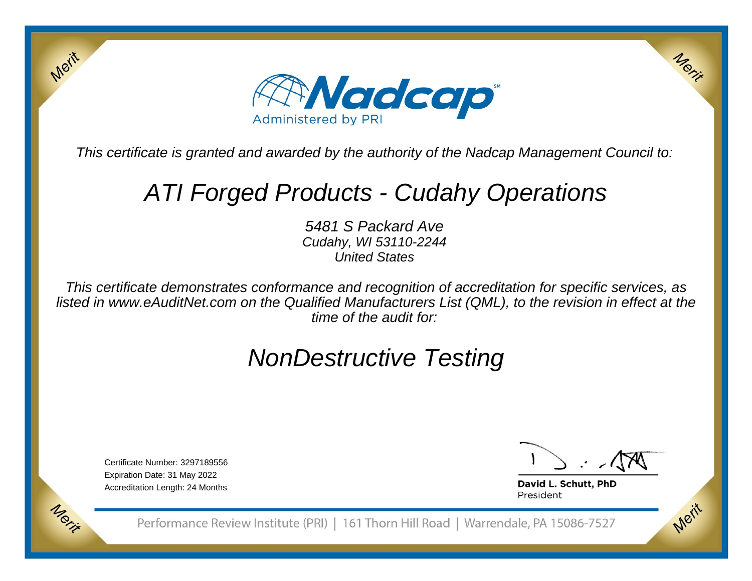# Nadcap

Administered by PRI

*This certificate is granted and awarded by the authority of the Nadcap Management Council to:*

## *ATI Forged Products - Cudahy Operations*

*5481 S Packard Ave*
*Cudahy, WI 53110-2244*
*United States*

*This certificate demonstrates conformance and recognition of accreditation for specific services, as listed in www.eAuditNet.com on the Qualified Manufacturers List (QML), to the revision in effect at the time of the audit for:*

## *NonDestructive Testing*

Certificate Number: 3297189556
Expiration Date: 31 May 2022
Accreditation Length: 24 Months

**David L. Schutt, PhD**
President

Performance Review Institute (PRI) | 161 Thorn Hill Road | Warrendale, PA 15086-7527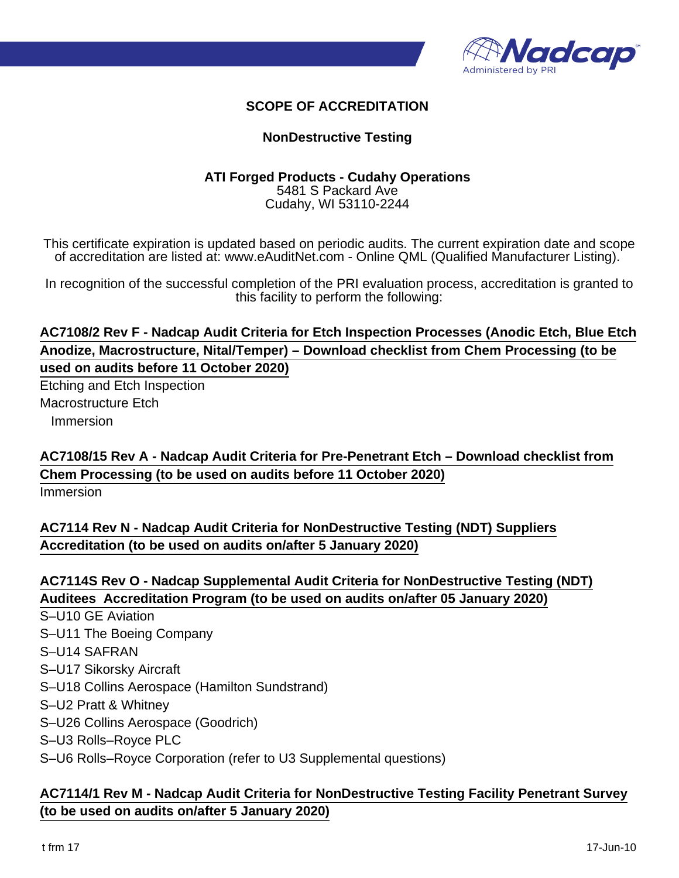# SCOPE OF ACCREDITATION

## NonDestructive Testing

**ATI Forged Products - Cudahy Operations**
5481 S Packard Ave
Cudahy, WI 53110-2244

This certificate expiration is updated based on periodic audits. The current expiration date and scope of accreditation are listed at: www.eAuditNet.com - Online QML (Qualified Manufacturer Listing).

In recognition of the successful completion of the PRI evaluation process, accreditation is granted to this facility to perform the following:

**AC7108/2 Rev F - Nadcap Audit Criteria for Etch Inspection Processes (Anodic Etch, Blue Etch Anodize, Macrostructure, Nital/Temper) – Download checklist from Chem Processing (to be used on audits before 11 October 2020)**

Etching and Etch Inspection
Macrostructure Etch
  Immersion

**AC7108/15 Rev A - Nadcap Audit Criteria for Pre-Penetrant Etch – Download checklist from Chem Processing (to be used on audits before 11 October 2020)**

Immersion

**AC7114 Rev N - Nadcap Audit Criteria for NonDestructive Testing (NDT) Suppliers Accreditation (to be used on audits on/after 5 January 2020)**

**AC7114S Rev O - Nadcap Supplemental Audit Criteria for NonDestructive Testing (NDT) Auditees Accreditation Program (to be used on audits on/after 05 January 2020)**

S–U10 GE Aviation
S–U11 The Boeing Company
S–U14 SAFRAN
S–U17 Sikorsky Aircraft
S–U18 Collins Aerospace (Hamilton Sundstrand)
S–U2 Pratt & Whitney
S–U26 Collins Aerospace (Goodrich)
S–U3 Rolls–Royce PLC
S–U6 Rolls–Royce Corporation (refer to U3 Supplemental questions)

**AC7114/1 Rev M - Nadcap Audit Criteria for NonDestructive Testing Facility Penetrant Survey (to be used on audits on/after 5 January 2020)**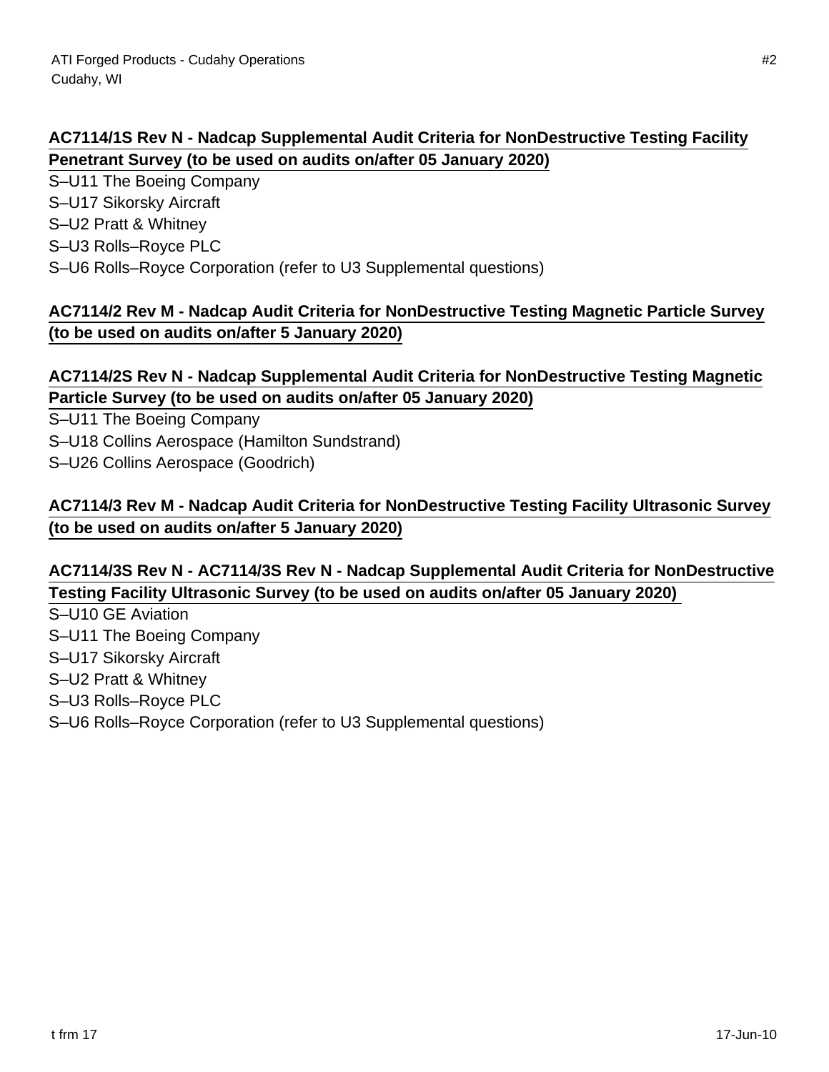**AC7114/1S Rev N - Nadcap Supplemental Audit Criteria for NonDestructive Testing Facility Penetrant Survey (to be used on audits on/after 05 January 2020)**

S–U11 The Boeing Company
S–U17 Sikorsky Aircraft
S–U2 Pratt & Whitney
S–U3 Rolls–Royce PLC
S–U6 Rolls–Royce Corporation (refer to U3 Supplemental questions)

**AC7114/2 Rev M - Nadcap Audit Criteria for NonDestructive Testing Magnetic Particle Survey (to be used on audits on/after 5 January 2020)**

**AC7114/2S Rev N - Nadcap Supplemental Audit Criteria for NonDestructive Testing Magnetic Particle Survey (to be used on audits on/after 05 January 2020)**

S–U11 The Boeing Company
S–U18 Collins Aerospace (Hamilton Sundstrand)
S–U26 Collins Aerospace (Goodrich)

**AC7114/3 Rev M - Nadcap Audit Criteria for NonDestructive Testing Facility Ultrasonic Survey (to be used on audits on/after 5 January 2020)**

**AC7114/3S Rev N - AC7114/3S Rev N - Nadcap Supplemental Audit Criteria for NonDestructive Testing Facility Ultrasonic Survey (to be used on audits on/after 05 January 2020)**

S–U10 GE Aviation
S–U11 The Boeing Company
S–U17 Sikorsky Aircraft
S–U2 Pratt & Whitney
S–U3 Rolls–Royce PLC
S–U6 Rolls–Royce Corporation (refer to U3 Supplemental questions)